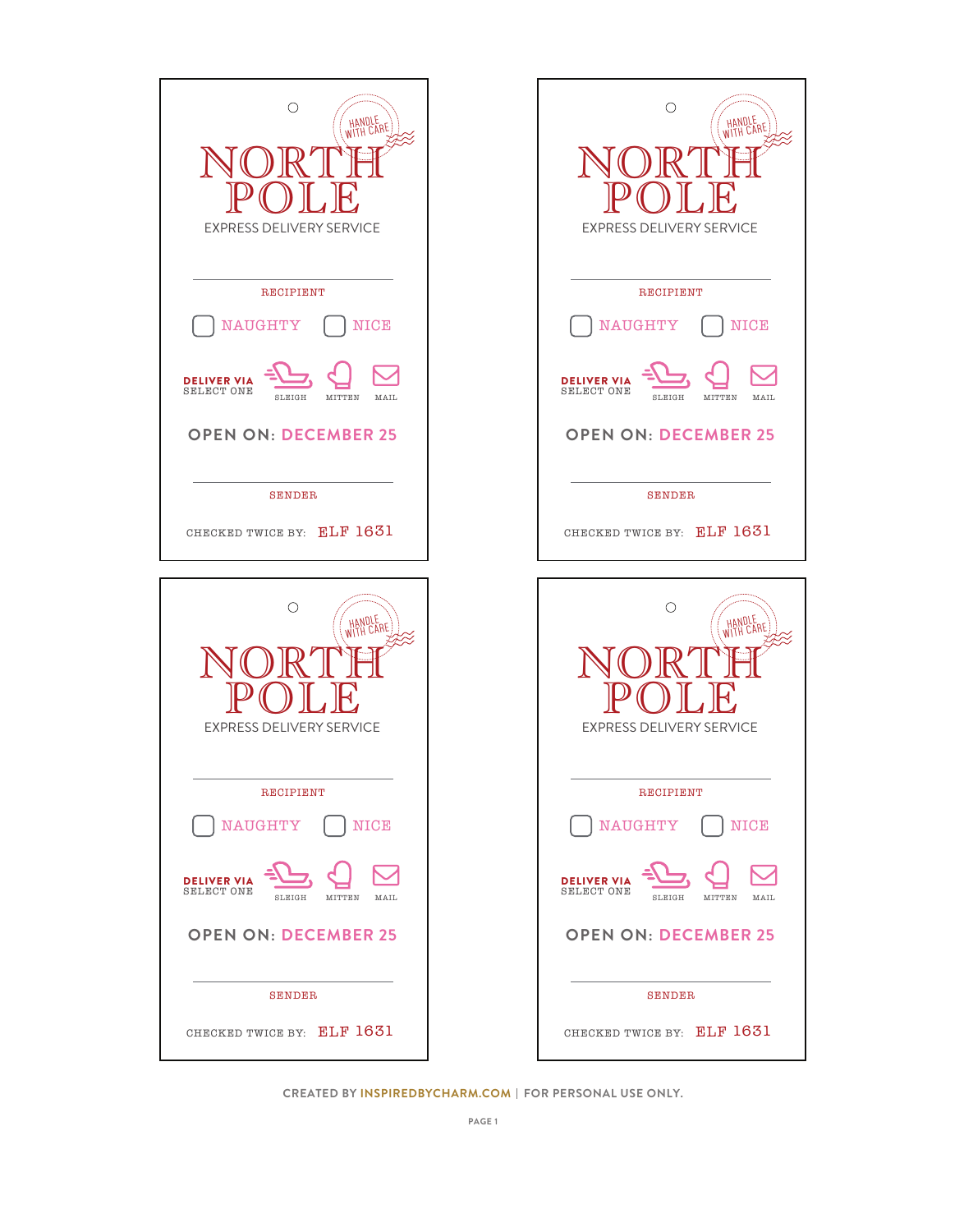HANDLE WITH CARE

# NORTH POLE

EXPRESS DELIVERY SERVICE

RECIPIENT

NAUGHTY NICE

**DELIVER VIA**
SELECT ONE

SLEIGH MITTEN MAIL

**OPEN ON: DECEMBER 25**

SENDER

CHECKED TWICE BY: ELF 1631

---

HANDLE WITH CARE

# NORTH POLE

EXPRESS DELIVERY SERVICE

RECIPIENT

NAUGHTY NICE

**DELIVER VIA**
SELECT ONE

SLEIGH MITTEN MAIL

**OPEN ON: DECEMBER 25**

SENDER

CHECKED TWICE BY: ELF 1631

---

HANDLE WITH CARE

# NORTH POLE

EXPRESS DELIVERY SERVICE

RECIPIENT

NAUGHTY NICE

**DELIVER VIA**
SELECT ONE

SLEIGH MITTEN MAIL

**OPEN ON: DECEMBER 25**

SENDER

CHECKED TWICE BY: ELF 1631

---

HANDLE WITH CARE

# NORTH POLE

EXPRESS DELIVERY SERVICE

RECIPIENT

NAUGHTY NICE

**DELIVER VIA**
SELECT ONE

SLEIGH MITTEN MAIL

**OPEN ON: DECEMBER 25**

SENDER

CHECKED TWICE BY: ELF 1631

---

CREATED BY INSPIREDBYCHARM.COM | FOR PERSONAL USE ONLY.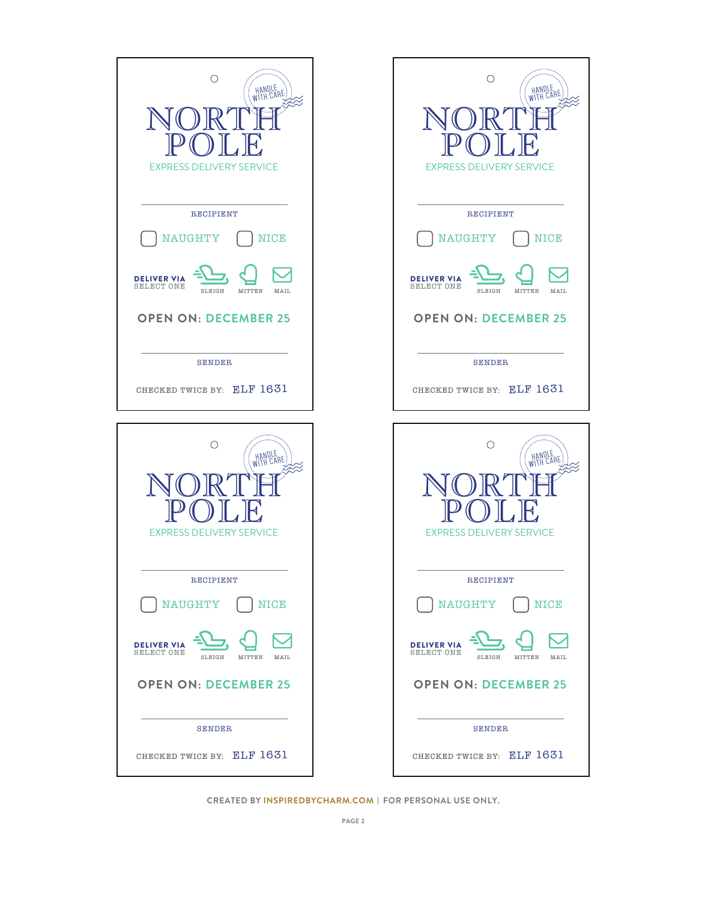HANDLE WITH CARE

# NORTH POLE

EXPRESS DELIVERY SERVICE

RECIPIENT

☐ NAUGHTY ☐ NICE

**DELIVER VIA**
SELECT ONE

SLEIGH MITTEN MAIL

**OPEN ON: DECEMBER 25**

SENDER

CHECKED TWICE BY: ELF 1631

HANDLE WITH CARE

# NORTH POLE

EXPRESS DELIVERY SERVICE

RECIPIENT

☐ NAUGHTY ☐ NICE

**DELIVER VIA**
SELECT ONE

SLEIGH MITTEN MAIL

**OPEN ON: DECEMBER 25**

SENDER

CHECKED TWICE BY: ELF 1631

HANDLE WITH CARE

# NORTH POLE

EXPRESS DELIVERY SERVICE

RECIPIENT

☐ NAUGHTY ☐ NICE

**DELIVER VIA**
SELECT ONE

SLEIGH MITTEN MAIL

**OPEN ON: DECEMBER 25**

SENDER

CHECKED TWICE BY: ELF 1631

HANDLE WITH CARE

# NORTH POLE

EXPRESS DELIVERY SERVICE

RECIPIENT

☐ NAUGHTY ☐ NICE

**DELIVER VIA**
SELECT ONE

SLEIGH MITTEN MAIL

**OPEN ON: DECEMBER 25**

SENDER

CHECKED TWICE BY: ELF 1631

CREATED BY INSPIREDBYCHARM.COM | FOR PERSONAL USE ONLY.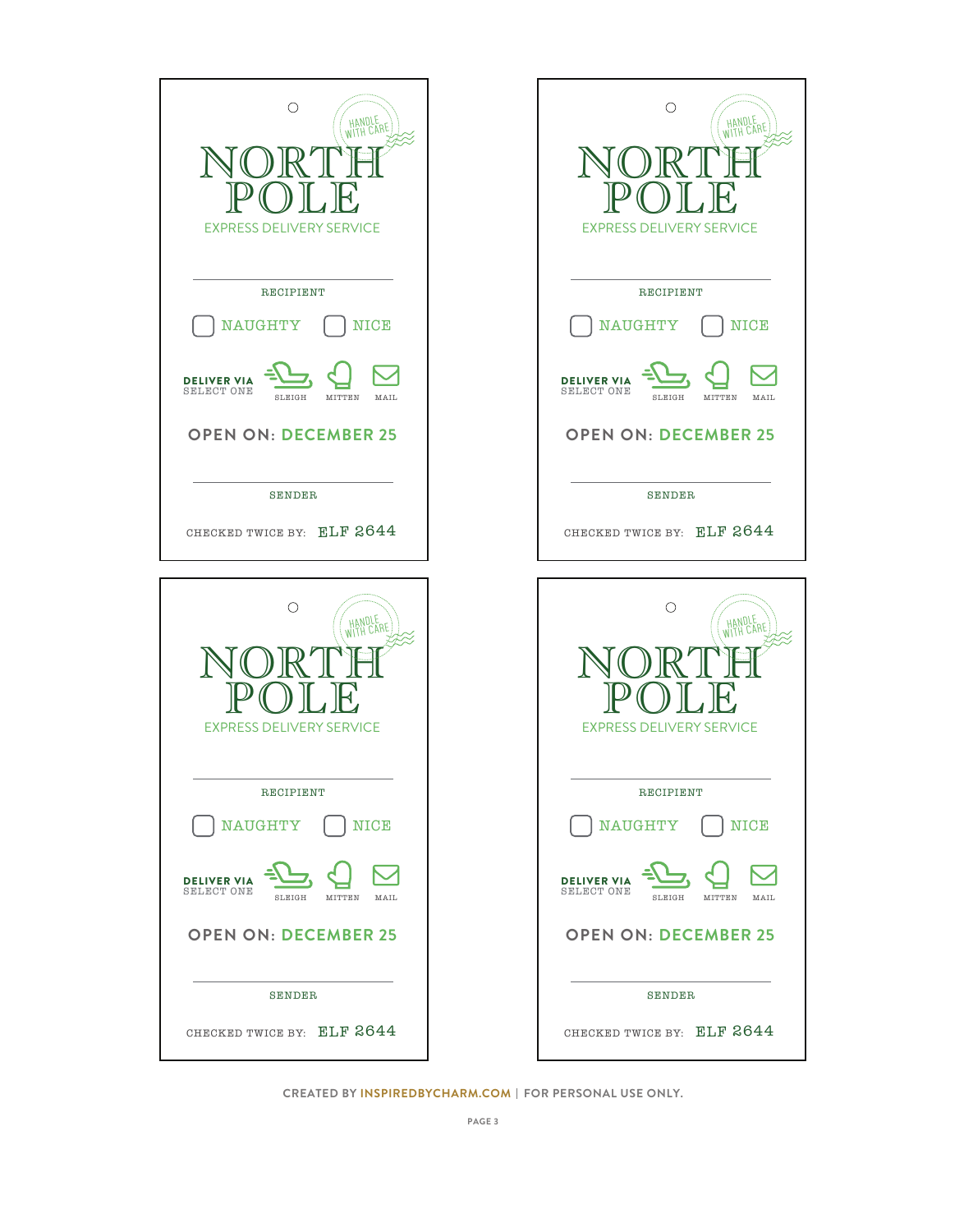HANDLE WITH CARE

# NORTH POLE

EXPRESS DELIVERY SERVICE

RECIPIENT

☐ NAUGHTY ☐ NICE

**DELIVER VIA** SELECT ONE — SLEIGH MITTEN MAIL

**OPEN ON: DECEMBER 25**

SENDER

CHECKED TWICE BY: ELF 2644

---

HANDLE WITH CARE

# NORTH POLE

EXPRESS DELIVERY SERVICE

RECIPIENT

☐ NAUGHTY ☐ NICE

**DELIVER VIA** SELECT ONE — SLEIGH MITTEN MAIL

**OPEN ON: DECEMBER 25**

SENDER

CHECKED TWICE BY: ELF 2644

---

HANDLE WITH CARE

# NORTH POLE

EXPRESS DELIVERY SERVICE

RECIPIENT

☐ NAUGHTY ☐ NICE

**DELIVER VIA** SELECT ONE — SLEIGH MITTEN MAIL

**OPEN ON: DECEMBER 25**

SENDER

CHECKED TWICE BY: ELF 2644

---

HANDLE WITH CARE

# NORTH POLE

EXPRESS DELIVERY SERVICE

RECIPIENT

☐ NAUGHTY ☐ NICE

**DELIVER VIA** SELECT ONE — SLEIGH MITTEN MAIL

**OPEN ON: DECEMBER 25**

SENDER

CHECKED TWICE BY: ELF 2644

---

CREATED BY INSPIREDBYCHARM.COM | FOR PERSONAL USE ONLY.